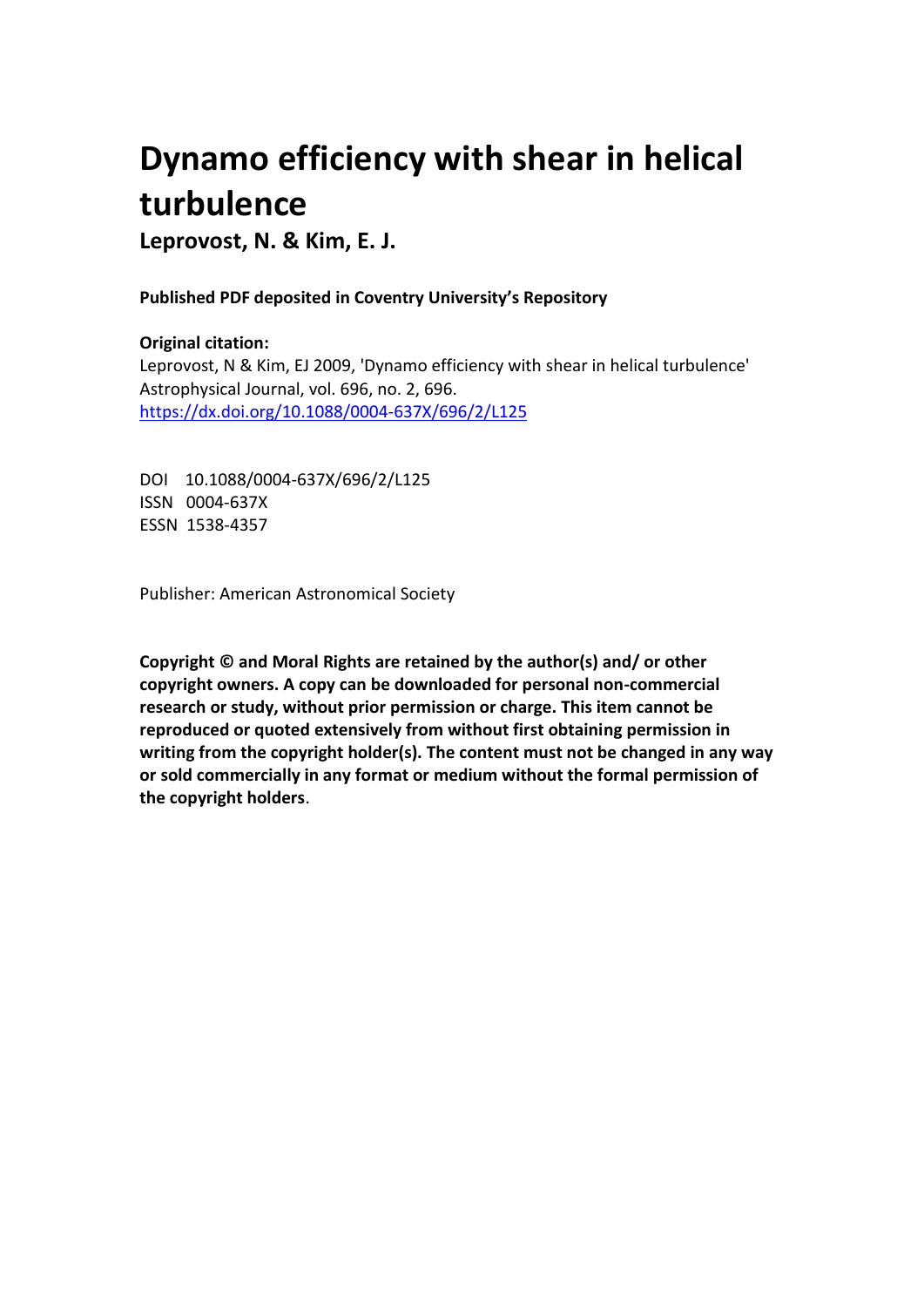# Dynamo efficiency with shear in helical turbulence

**Leprovost, N. & Kim, E. J.**

**Published PDF deposited in Coventry University's Repository**

**Original citation:**

Leprovost, N & Kim, EJ 2009, 'Dynamo efficiency with shear in helical turbulence' Astrophysical Journal, vol. 696, no. 2, 696.
https://dx.doi.org/10.1088/0004-637X/696/2/L125

DOI 10.1088/0004-637X/696/2/L125
ISSN 0004-637X
ESSN 1538-4357

Publisher: American Astronomical Society

**Copyright © and Moral Rights are retained by the author(s) and/ or other copyright owners. A copy can be downloaded for personal non-commercial research or study, without prior permission or charge. This item cannot be reproduced or quoted extensively from without first obtaining permission in writing from the copyright holder(s). The content must not be changed in any way or sold commercially in any format or medium without the formal permission of the copyright holders**.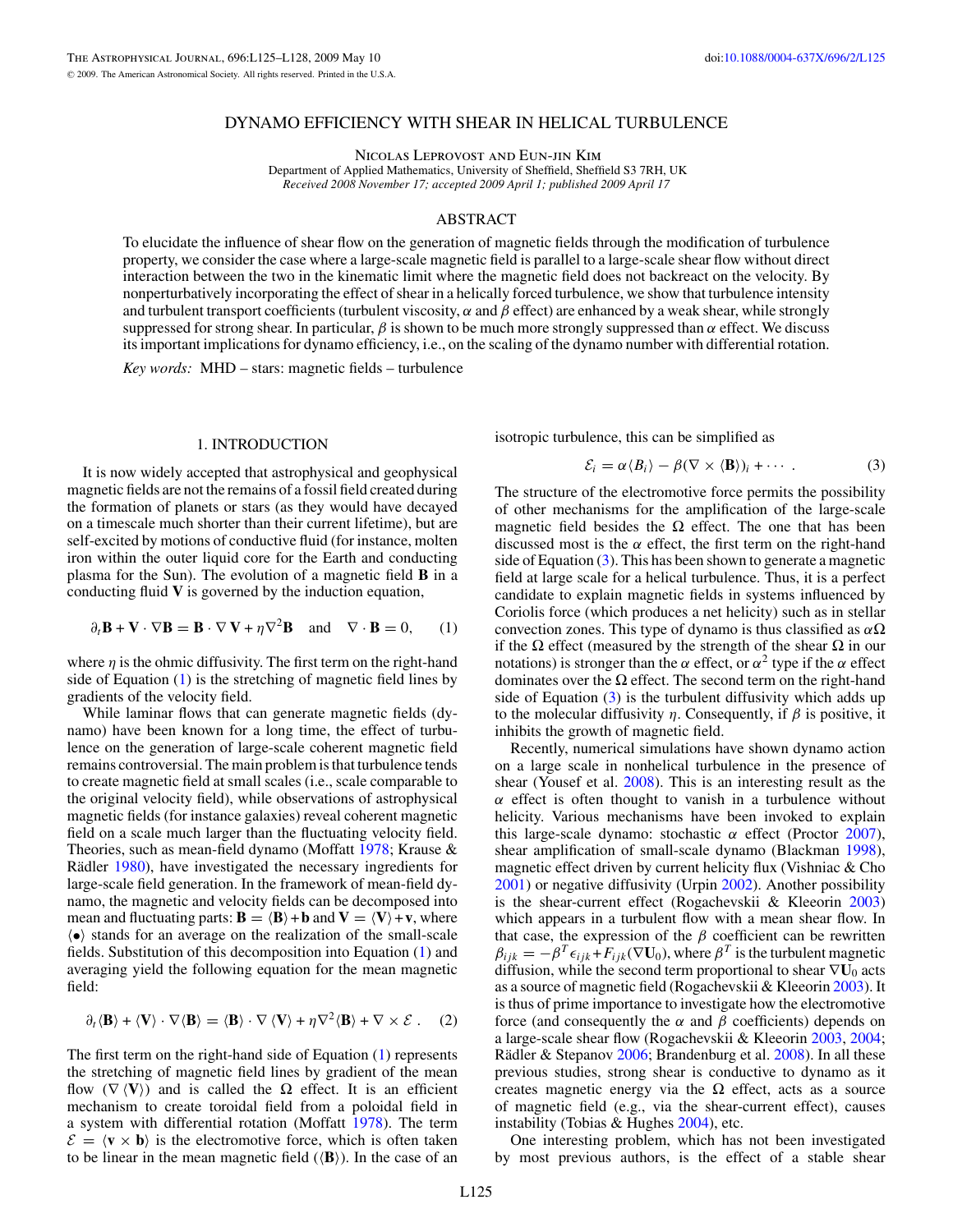# DYNAMO EFFICIENCY WITH SHEAR IN HELICAL TURBULENCE

Nicolas Leprovost and Eun-jin Kim

Department of Applied Mathematics, University of Sheffield, Sheffield S3 7RH, UK

*Received 2008 November 17; accepted 2009 April 1; published 2009 April 17*

## ABSTRACT

To elucidate the influence of shear flow on the generation of magnetic fields through the modification of turbulence property, we consider the case where a large-scale magnetic field is parallel to a large-scale shear flow without direct interaction between the two in the kinematic limit where the magnetic field does not backreact on the velocity. By nonperturbatively incorporating the effect of shear in a helically forced turbulence, we show that turbulence intensity and turbulent transport coefficients (turbulent viscosity, $\alpha$ and $\beta$ effect) are enhanced by a weak shear, while strongly suppressed for strong shear. In particular, $\beta$ is shown to be much more strongly suppressed than $\alpha$ effect. We discuss its important implications for dynamo efficiency, i.e., on the scaling of the dynamo number with differential rotation.

*Key words:* MHD – stars: magnetic fields – turbulence

## 1. INTRODUCTION

It is now widely accepted that astrophysical and geophysical magnetic fields are not the remains of a fossil field created during the formation of planets or stars (as they would have decayed on a timescale much shorter than their current lifetime), but are self-excited by motions of conductive fluid (for instance, molten iron within the outer liquid core for the Earth and conducting plasma for the Sun). The evolution of a magnetic field $\mathbf{B}$ in a conducting fluid $\mathbf{V}$ is governed by the induction equation,

$$\partial_t \mathbf{B} + \mathbf{V} \cdot \nabla \mathbf{B} = \mathbf{B} \cdot \nabla \mathbf{V} + \eta \nabla^2 \mathbf{B} \quad \text{and} \quad \nabla \cdot \mathbf{B} = 0, \tag{1}$$

where $\eta$ is the ohmic diffusivity. The first term on the right-hand side of Equation (1) is the stretching of magnetic field lines by gradients of the velocity field.

While laminar flows that can generate magnetic fields (dynamo) have been known for a long time, the effect of turbulence on the generation of large-scale coherent magnetic field remains controversial. The main problem is that turbulence tends to create magnetic field at small scales (i.e., scale comparable to the original velocity field), while observations of astrophysical magnetic fields (for instance galaxies) reveal coherent magnetic field on a scale much larger than the fluctuating velocity field. Theories, such as mean-field dynamo (Moffatt 1978; Krause & Rädler 1980), have investigated the necessary ingredients for large-scale field generation. In the framework of mean-field dynamo, the magnetic and velocity fields can be decomposed into mean and fluctuating parts: $\mathbf{B} = \langle \mathbf{B} \rangle + \mathbf{b}$ and $\mathbf{V} = \langle \mathbf{V} \rangle + \mathbf{v}$, where $\langle \bullet \rangle$ stands for an average on the realization of the small-scale fields. Substitution of this decomposition into Equation (1) and averaging yield the following equation for the mean magnetic field:

$$\partial_t \langle \mathbf{B} \rangle + \langle \mathbf{V} \rangle \cdot \nabla \langle \mathbf{B} \rangle = \langle \mathbf{B} \rangle \cdot \nabla \langle \mathbf{V} \rangle + \eta \nabla^2 \langle \mathbf{B} \rangle + \nabla \times \mathcal{E} \, . \tag{2}$$

The first term on the right-hand side of Equation (1) represents the stretching of magnetic field lines by gradient of the mean flow $(\nabla \langle \mathbf{V} \rangle)$ and is called the $\Omega$ effect. It is an efficient mechanism to create toroidal field from a poloidal field in a system with differential rotation (Moffatt 1978). The term $\mathcal{E} = \langle \mathbf{v} \times \mathbf{b} \rangle$ is the electromotive force, which is often taken to be linear in the mean magnetic field $(\langle \mathbf{B} \rangle)$. In the case of an isotropic turbulence, this can be simplified as

$$\mathcal{E}_i = \alpha \langle B_i \rangle - \beta (\nabla \times \langle \mathbf{B} \rangle)_i + \cdots \, . \tag{3}$$

The structure of the electromotive force permits the possibility of other mechanisms for the amplification of the large-scale magnetic field besides the $\Omega$ effect. The one that has been discussed most is the $\alpha$ effect, the first term on the right-hand side of Equation (3). This has been shown to generate a magnetic field at large scale for a helical turbulence. Thus, it is a perfect candidate to explain magnetic fields in systems influenced by Coriolis force (which produces a net helicity) such as in stellar convection zones. This type of dynamo is thus classified as $\alpha\Omega$ if the $\Omega$ effect (measured by the strength of the shear $\Omega$ in our notations) is stronger than the $\alpha$ effect, or $\alpha^2$ type if the $\alpha$ effect dominates over the $\Omega$ effect. The second term on the right-hand side of Equation (3) is the turbulent diffusivity which adds up to the molecular diffusivity $\eta$. Consequently, if $\beta$ is positive, it inhibits the growth of magnetic field.

Recently, numerical simulations have shown dynamo action on a large scale in nonhelical turbulence in the presence of shear (Yousef et al. 2008). This is an interesting result as the $\alpha$ effect is often thought to vanish in a turbulence without helicity. Various mechanisms have been invoked to explain this large-scale dynamo: stochastic $\alpha$ effect (Proctor 2007), shear amplification of small-scale dynamo (Blackman 1998), magnetic effect driven by current helicity flux (Vishniac & Cho 2001) or negative diffusivity (Urpin 2002). Another possibility is the shear-current effect (Rogachevskii & Kleeorin 2003) which appears in a turbulent flow with a mean shear flow. In that case, the expression of the $\beta$ coefficient can be rewritten $\beta_{ijk} = -\beta^T \epsilon_{ijk} + F_{ijk}(\nabla \mathbf{U}_0)$, where $\beta^T$ is the turbulent magnetic diffusion, while the second term proportional to shear $\nabla \mathbf{U}_0$ acts as a source of magnetic field (Rogachevskii & Kleeorin 2003). It is thus of prime importance to investigate how the electromotive force (and consequently the $\alpha$ and $\beta$ coefficients) depends on a large-scale shear flow (Rogachevskii & Kleeorin 2003, 2004; Rädler & Stepanov 2006; Brandenburg et al. 2008). In all these previous studies, strong shear is conductive to dynamo as it creates magnetic energy via the $\Omega$ effect, acts as a source of magnetic field (e.g., via the shear-current effect), causes instability (Tobias & Hughes 2004), etc.

One interesting problem, which has not been investigated by most previous authors, is the effect of a stable shear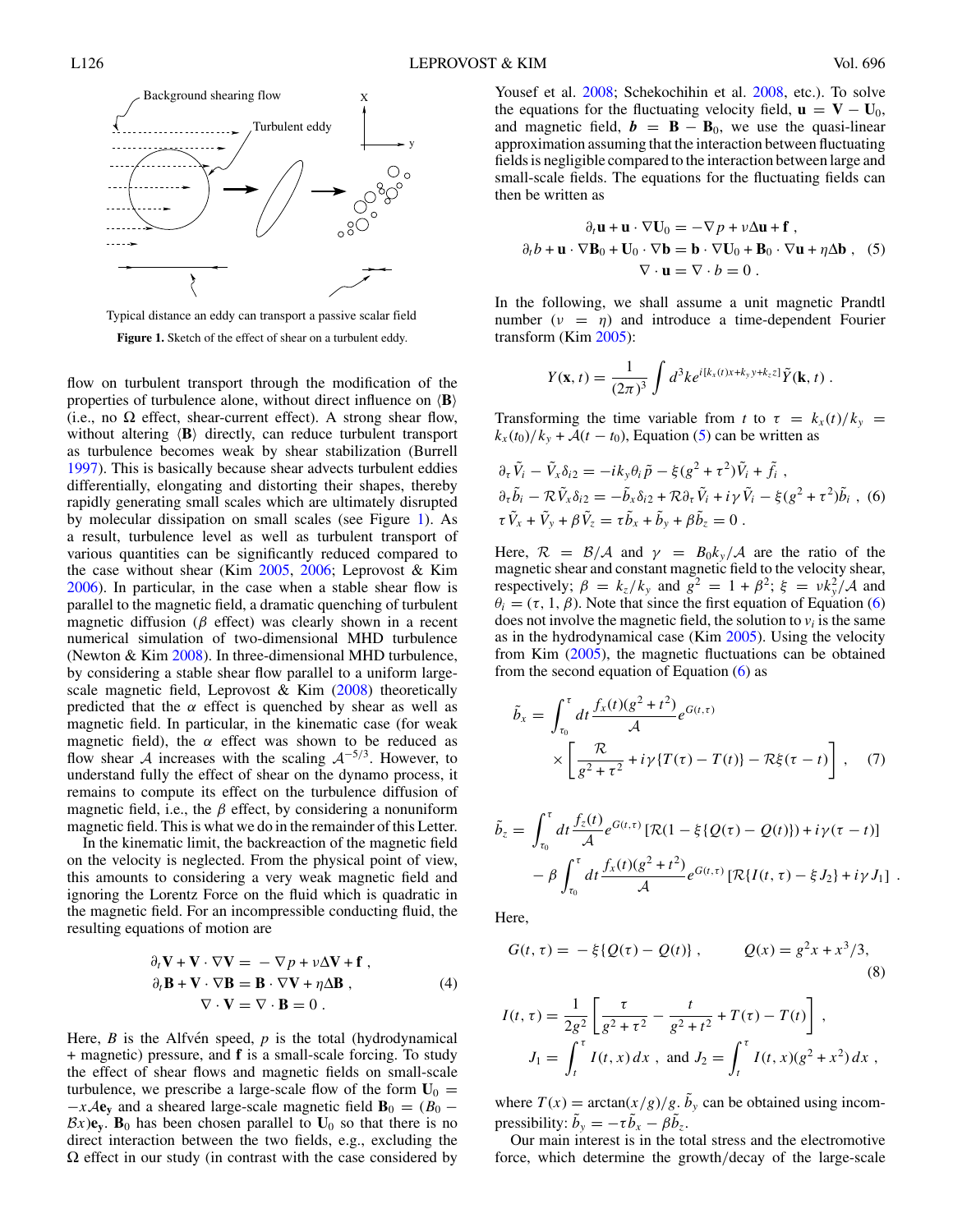Typical distance an eddy can transport a passive scalar field

**Figure 1.** Sketch of the effect of shear on a turbulent eddy.

flow on turbulent transport through the modification of the properties of turbulence alone, without direct influence on $\langle \mathbf{B} \rangle$ (i.e., no $\Omega$ effect, shear-current effect). A strong shear flow, without altering $\langle \mathbf{B} \rangle$ directly, can reduce turbulent transport as turbulence becomes weak by shear stabilization (Burrell 1997). This is basically because shear advects turbulent eddies differentially, elongating and distorting their shapes, thereby rapidly generating small scales which are ultimately disrupted by molecular dissipation on small scales (see Figure 1). As a result, turbulence level as well as turbulent transport of various quantities can be significantly reduced compared to the case without shear (Kim 2005, 2006; Leprovost & Kim 2006). In particular, in the case when a stable shear flow is parallel to the magnetic field, a dramatic quenching of turbulent magnetic diffusion ($\beta$ effect) was clearly shown in a recent numerical simulation of two-dimensional MHD turbulence (Newton & Kim 2008). In three-dimensional MHD turbulence, by considering a stable shear flow parallel to a uniform large-scale magnetic field, Leprovost & Kim (2008) theoretically predicted that the $\alpha$ effect is quenched by shear as well as magnetic field. In particular, in the kinematic case (for weak magnetic field), the $\alpha$ effect was shown to be reduced as flow shear $\mathcal{A}$ increases with the scaling $\mathcal{A}^{-5/3}$. However, to understand fully the effect of shear on the dynamo process, it remains to compute its effect on the turbulence diffusion of magnetic field, i.e., the $\beta$ effect, by considering a nonuniform magnetic field. This is what we do in the remainder of this Letter.

In the kinematic limit, the backreaction of the magnetic field on the velocity is neglected. From the physical point of view, this amounts to considering a very weak magnetic field and ignoring the Lorentz Force on the fluid which is quadratic in the magnetic field. For an incompressible conducting fluid, the resulting equations of motion are

$$
\begin{aligned}
\partial_t \mathbf{V} + \mathbf{V} \cdot \nabla \mathbf{V} &= -\nabla p + \nu \Delta \mathbf{V} + \mathbf{f} \, , \\
\partial_t \mathbf{B} + \mathbf{V} \cdot \nabla \mathbf{B} &= \mathbf{B} \cdot \nabla \mathbf{V} + \eta \Delta \mathbf{B} \, , \\
\nabla \cdot \mathbf{V} &= \nabla \cdot \mathbf{B} = 0 \, .
\end{aligned} \tag{4}
$$

Here, $B$ is the Alfvén speed, $p$ is the total (hydrodynamical + magnetic) pressure, and $\mathbf{f}$ is a small-scale forcing. To study the effect of shear flows and magnetic fields on small-scale turbulence, we prescribe a large-scale flow of the form $\mathbf{U}_0 = -x\mathcal{A}\mathbf{e_y}$ and a sheared large-scale magnetic field $\mathbf{B}_0 = (B_0 - \mathcal{B}x)\mathbf{e_y}$. $\mathbf{B}_0$ has been chosen parallel to $\mathbf{U}_0$ so that there is no direct interaction between the two fields, e.g., excluding the $\Omega$ effect in our study (in contrast with the case considered by Yousef et al. 2008; Schekochihin et al. 2008, etc.). To solve the equations for the fluctuating velocity field, $\mathbf{u} = \mathbf{V} - \mathbf{U}_0$, and magnetic field, $\boldsymbol{b} = \mathbf{B} - \mathbf{B}_0$, we use the quasi-linear approximation assuming that the interaction between fluctuating fields is negligible compared to the interaction between large and small-scale fields. The equations for the fluctuating fields can then be written as

$$
\begin{aligned}
\partial_t \mathbf{u} + \mathbf{u} \cdot \nabla \mathbf{U}_0 &= -\nabla p + \nu \Delta \mathbf{u} + \mathbf{f} \, , \\
\partial_t b + \mathbf{u} \cdot \nabla \mathbf{B}_0 + \mathbf{U}_0 \cdot \nabla \mathbf{b} &= \mathbf{b} \cdot \nabla \mathbf{U}_0 + \mathbf{B}_0 \cdot \nabla \mathbf{u} + \eta \Delta \mathbf{b} \, , \\
\nabla \cdot \mathbf{u} &= \nabla \cdot b = 0 \, .
\end{aligned} \tag{5}
$$

In the following, we shall assume a unit magnetic Prandtl number ($\nu = \eta$) and introduce a time-dependent Fourier transform (Kim 2005):

$$
Y(\mathbf{x}, t) = \frac{1}{(2\pi)^3} \int d^3k e^{i[k_x(t)x + k_y y + k_z z]} \tilde{Y}(\mathbf{k}, t) \, .
$$

Transforming the time variable from $t$ to $\tau = k_x(t)/k_y = k_x(t_0)/k_y + \mathcal{A}(t - t_0)$, Equation (5) can be written as

$$
\begin{aligned}
\partial_\tau \tilde{V}_i - \tilde{V}_x \delta_{i2} &= -ik_y \theta_i \tilde{p} - \xi(g^2 + \tau^2)\tilde{V}_i + \tilde{f}_i \, , \\
\partial_\tau \tilde{b}_i - \mathcal{R}\tilde{V}_x \delta_{i2} &= -\tilde{b}_x \delta_{i2} + \mathcal{R}\partial_\tau \tilde{V}_i + i\gamma \tilde{V}_i - \xi(g^2 + \tau^2)\tilde{b}_i \, , \\
\tau \tilde{V}_x + \tilde{V}_y + \beta \tilde{V}_z &= \tau \tilde{b}_x + \tilde{b}_y + \beta \tilde{b}_z = 0 \, .
\end{aligned} \tag{6}
$$

Here, $\mathcal{R} = \mathcal{B}/\mathcal{A}$ and $\gamma = B_0 k_y/\mathcal{A}$ are the ratio of the magnetic shear and constant magnetic field to the velocity shear, respectively; $\beta = k_z/k_y$ and $g^2 = 1 + \beta^2$; $\xi = \nu k_y^2/\mathcal{A}$ and $\theta_i = (\tau, 1, \beta)$. Note that since the first equation of Equation (6) does not involve the magnetic field, the solution to $v_i$ is the same as in the hydrodynamical case (Kim 2005). Using the velocity from Kim (2005), the magnetic fluctuations can be obtained from the second equation of Equation (6) as

$$
\tilde{b}_x = \int_{\tau_0}^{\tau} dt \frac{f_x(t)(g^2 + t^2)}{\mathcal{A}} e^{G(t,\tau)} \times \left[ \frac{\mathcal{R}}{g^2 + \tau^2} + i\gamma\{T(\tau) - T(t)\} - \mathcal{R}\xi(\tau - t) \right] , \tag{7}
$$

$$
\begin{aligned}
\tilde{b}_z = & \int_{\tau_0}^{\tau} dt \frac{f_z(t)}{\mathcal{A}} e^{G(t,\tau)} \left[ \mathcal{R}(1 - \xi\{Q(\tau) - Q(t)\}) + i\gamma(\tau - t) \right] \\
& - \beta \int_{\tau_0}^{\tau} dt \frac{f_x(t)(g^2 + t^2)}{\mathcal{A}} e^{G(t,\tau)} \left[ \mathcal{R}\{I(t, \tau) - \xi J_2\} + i\gamma J_1 \right] .
\end{aligned}
$$

Here,

$$
G(t, \tau) = -\xi\{Q(\tau) - Q(t)\} \, , \qquad Q(x) = g^2 x + x^3/3, \tag{8}
$$

$$
I(t, \tau) = \frac{1}{2g^2} \left[ \frac{\tau}{g^2 + \tau^2} - \frac{t}{g^2 + t^2} + T(\tau) - T(t) \right] ,
$$

$$
J_1 = \int_t^{\tau} I(t, x)\, dx \, , \text{ and } J_2 = \int_t^{\tau} I(t, x)(g^2 + x^2)\, dx \, ,
$$

where $T(x) = \arctan(x/g)/g$. $\tilde{b}_y$ can be obtained using incompressibility: $\tilde{b}_y = -\tau \tilde{b}_x - \beta \tilde{b}_z$.

Our main interest is in the total stress and the electromotive force, which determine the growth/decay of the large-scale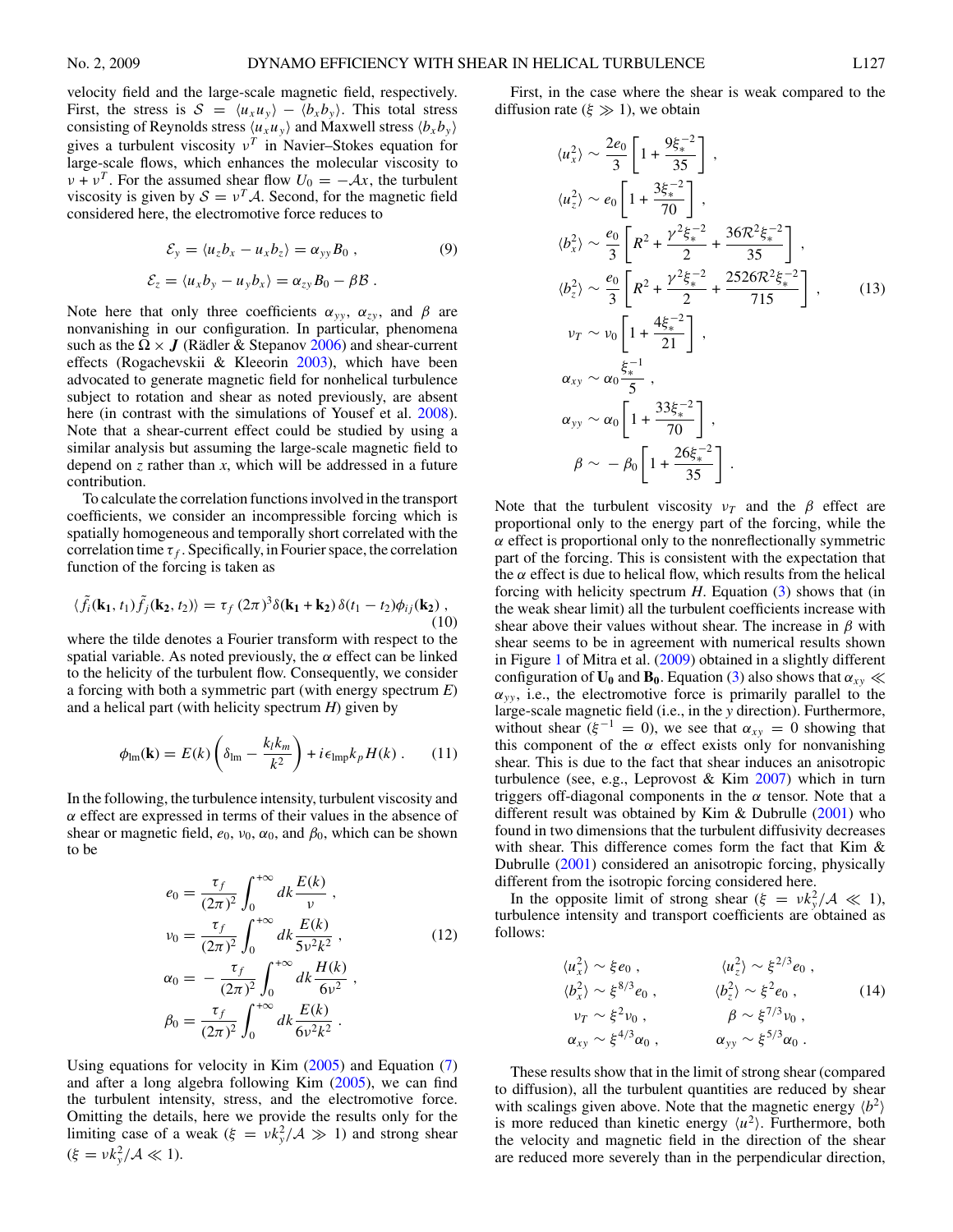velocity field and the large-scale magnetic field, respectively. First, the stress is $\mathcal{S} = \langle u_x u_y \rangle - \langle b_x b_y \rangle$. This total stress consisting of Reynolds stress $\langle u_x u_y \rangle$ and Maxwell stress $\langle b_x b_y \rangle$ gives a turbulent viscosity $\nu^T$ in Navier–Stokes equation for large-scale flows, which enhances the molecular viscosity to $\nu + \nu^T$. For the assumed shear flow $U_0 = -\mathcal{A}x$, the turbulent viscosity is given by $\mathcal{S} = \nu^T \mathcal{A}$. Second, for the magnetic field considered here, the electromotive force reduces to

$$
\mathcal{E}_y = \langle u_z b_x - u_x b_z \rangle = \alpha_{yy} B_0 \;, \tag{9}
$$

$$
\mathcal{E}_z = \langle u_x b_y - u_y b_x \rangle = \alpha_{zy} B_0 - \beta \mathcal{B} \;.
$$

Note here that only three coefficients $\alpha_{yy}$, $\alpha_{zy}$, and $\beta$ are nonvanishing in our configuration. In particular, phenomena such as the $\mathbf{\Omega} \times \boldsymbol{J}$ (Rädler & Stepanov 2006) and shear-current effects (Rogachevskii & Kleeorin 2003), which have been advocated to generate magnetic field for nonhelical turbulence subject to rotation and shear as noted previously, are absent here (in contrast with the simulations of Yousef et al. 2008). Note that a shear-current effect could be studied by using a similar analysis but assuming the large-scale magnetic field to depend on $z$ rather than $x$, which will be addressed in a future contribution.

To calculate the correlation functions involved in the transport coefficients, we consider an incompressible forcing which is spatially homogeneous and temporally short correlated with the correlation time $\tau_f$. Specifically, in Fourier space, the correlation function of the forcing is taken as

$$
\langle \tilde{f}_i(\mathbf{k}_1, t_1) \tilde{f}_j(\mathbf{k}_2, t_2) \rangle = \tau_f \, (2\pi)^3 \delta(\mathbf{k}_1 + \mathbf{k}_2) \, \delta(t_1 - t_2) \phi_{ij}(\mathbf{k}_2) \;, \tag{10}
$$

where the tilde denotes a Fourier transform with respect to the spatial variable. As noted previously, the $\alpha$ effect can be linked to the helicity of the turbulent flow. Consequently, we consider a forcing with both a symmetric part (with energy spectrum $E$) and a helical part (with helicity spectrum $H$) given by

$$
\phi_{\rm lm}(\mathbf{k}) = E(k) \left( \delta_{\rm lm} - \frac{k_l k_m}{k^2} \right) + i \epsilon_{\rm lmp} k_p H(k) \;. \tag{11}
$$

In the following, the turbulence intensity, turbulent viscosity and $\alpha$ effect are expressed in terms of their values in the absence of shear or magnetic field, $e_0$, $\nu_0$, $\alpha_0$, and $\beta_0$, which can be shown to be

$$
\begin{aligned}
e_0 &= \frac{\tau_f}{(2\pi)^2} \int_0^{+\infty} dk \frac{E(k)}{\nu} \;, \\
\nu_0 &= \frac{\tau_f}{(2\pi)^2} \int_0^{+\infty} dk \frac{E(k)}{5\nu^2 k^2} \;, \\
\alpha_0 &= -\frac{\tau_f}{(2\pi)^2} \int_0^{+\infty} dk \frac{H(k)}{6\nu^2} \;, \\
\beta_0 &= \frac{\tau_f}{(2\pi)^2} \int_0^{+\infty} dk \frac{E(k)}{6\nu^2 k^2} \;.
\end{aligned} \tag{12}
$$

Using equations for velocity in Kim (2005) and Equation (7) and after a long algebra following Kim (2005), we can find the turbulent intensity, stress, and the electromotive force. Omitting the details, here we provide the results only for the limiting case of a weak ($\xi = \nu k_y^2/\mathcal{A} \gg 1$) and strong shear ($\xi = \nu k_y^2/\mathcal{A} \ll 1$).

First, in the case where the shear is weak compared to the diffusion rate ($\xi \gg 1$), we obtain

$$
\begin{aligned}
\langle u_x^2 \rangle &\sim \frac{2e_0}{3} \left[ 1 + \frac{9\xi_*^{-2}}{35} \right] , \\
\langle u_z^2 \rangle &\sim e_0 \left[ 1 + \frac{3\xi_*^{-2}}{70} \right] , \\
\langle b_x^2 \rangle &\sim \frac{e_0}{3} \left[ R^2 + \frac{\gamma^2 \xi_*^{-2}}{2} + \frac{36\mathcal{R}^2 \xi_*^{-2}}{35} \right] , \\
\langle b_z^2 \rangle &\sim \frac{e_0}{3} \left[ R^2 + \frac{\gamma^2 \xi_*^{-2}}{2} + \frac{2526\mathcal{R}^2 \xi_*^{-2}}{715} \right] , \\
\nu_T &\sim \nu_0 \left[ 1 + \frac{4\xi_*^{-2}}{21} \right] , \\
\alpha_{xy} &\sim \alpha_0 \frac{\xi_*^{-1}}{5} , \\
\alpha_{yy} &\sim \alpha_0 \left[ 1 + \frac{33\xi_*^{-2}}{70} \right] , \\
\beta &\sim -\beta_0 \left[ 1 + \frac{26\xi_*^{-2}}{35} \right] .
\end{aligned} \tag{13}
$$

Note that the turbulent viscosity $\nu_T$ and the $\beta$ effect are proportional only to the energy part of the forcing, while the $\alpha$ effect is proportional only to the nonreflectionally symmetric part of the forcing. This is consistent with the expectation that the $\alpha$ effect is due to helical flow, which results from the helical forcing with helicity spectrum $H$. Equation (3) shows that (in the weak shear limit) all the turbulent coefficients increase with shear above their values without shear. The increase in $\beta$ with shear seems to be in agreement with numerical results shown in Figure 1 of Mitra et al. (2009) obtained in a slightly different configuration of $\mathbf{U_0}$ and $\mathbf{B_0}$. Equation (3) also shows that $\alpha_{xy} \ll \alpha_{yy}$, i.e., the electromotive force is primarily parallel to the large-scale magnetic field (i.e., in the $y$ direction). Furthermore, without shear ($\xi^{-1} = 0$), we see that $\alpha_{xy} = 0$ showing that this component of the $\alpha$ effect exists only for nonvanishing shear. This is due to the fact that shear induces an anisotropic turbulence (see, e.g., Leprovost & Kim 2007) which in turn triggers off-diagonal components in the $\alpha$ tensor. Note that a different result was obtained by Kim & Dubrulle (2001) who found in two dimensions that the turbulent diffusivity decreases with shear. This difference comes form the fact that Kim & Dubrulle (2001) considered an anisotropic forcing, physically different from the isotropic forcing considered here.

In the opposite limit of strong shear ($\xi = \nu k_y^2/\mathcal{A} \ll 1$), turbulence intensity and transport coefficients are obtained as follows:

$$
\begin{aligned}
\langle u_x^2 \rangle &\sim \xi e_0 \;, & \langle u_z^2 \rangle &\sim \xi^{2/3} e_0 \;, \\
\langle b_x^2 \rangle &\sim \xi^{8/3} e_0 \;, & \langle b_z^2 \rangle &\sim \xi^2 e_0 \;, \\
\nu_T &\sim \xi^2 \nu_0 \;, & \beta &\sim \xi^{7/3} \nu_0 \;, \\
\alpha_{xy} &\sim \xi^{4/3} \alpha_0 \;, & \alpha_{yy} &\sim \xi^{5/3} \alpha_0 \;.
\end{aligned} \tag{14}
$$

These results show that in the limit of strong shear (compared to diffusion), all the turbulent quantities are reduced by shear with scalings given above. Note that the magnetic energy $\langle b^2 \rangle$ is more reduced than kinetic energy $\langle u^2 \rangle$. Furthermore, both the velocity and magnetic field in the direction of the shear are reduced more severely than in the perpendicular direction,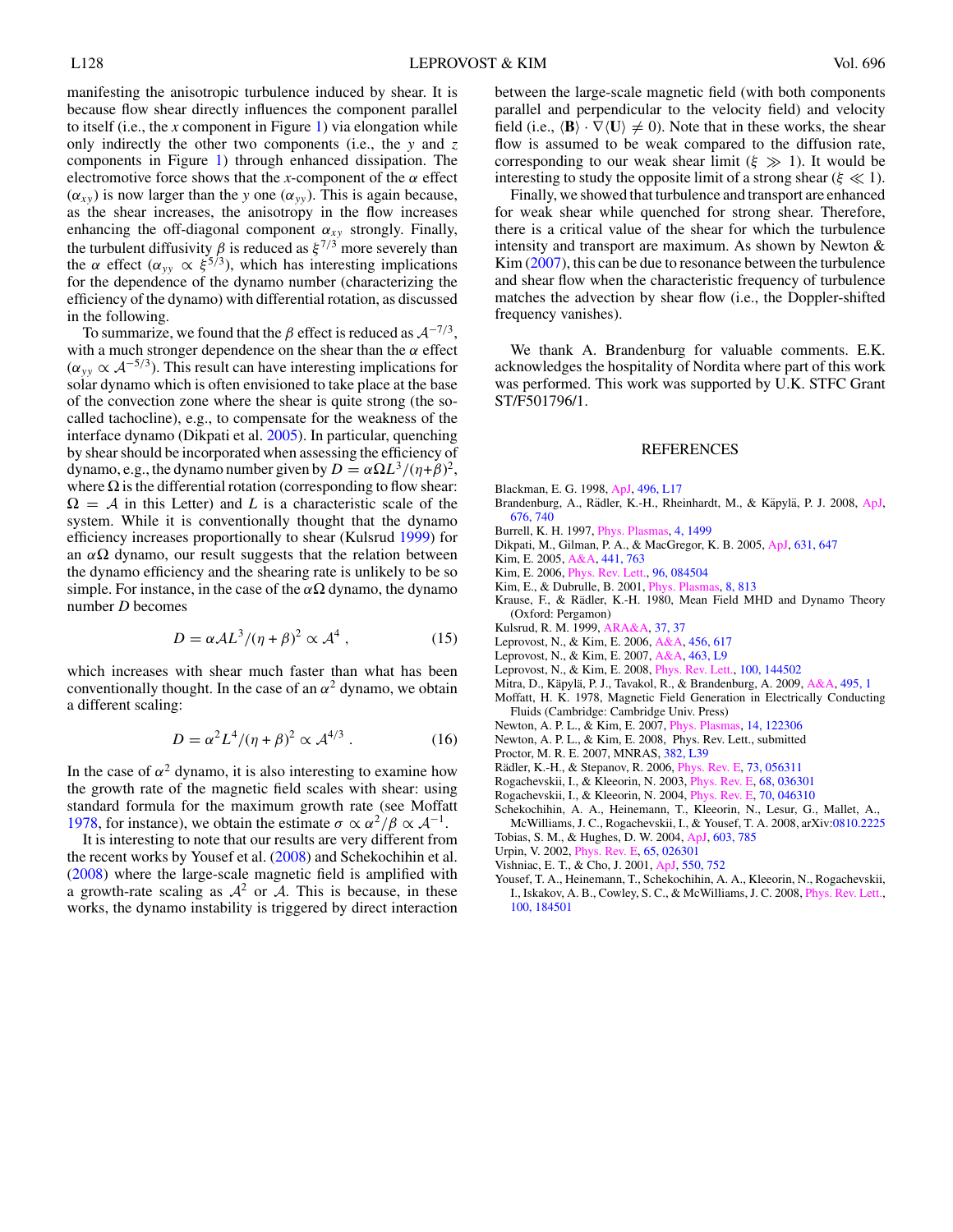manifesting the anisotropic turbulence induced by shear. It is because flow shear directly influences the component parallel to itself (i.e., the $x$ component in Figure 1) via elongation while only indirectly the other two components (i.e., the $y$ and $z$ components in Figure 1) through enhanced dissipation. The electromotive force shows that the $x$-component of the $\alpha$ effect ($\alpha_{xy}$) is now larger than the $y$ one ($\alpha_{yy}$). This is again because, as the shear increases, the anisotropy in the flow increases enhancing the off-diagonal component $\alpha_{xy}$ strongly. Finally, the turbulent diffusivity $\beta$ is reduced as $\xi^{7/3}$ more severely than the $\alpha$ effect ($\alpha_{yy} \propto \xi^{5/3}$), which has interesting implications for the dependence of the dynamo number (characterizing the efficiency of the dynamo) with differential rotation, as discussed in the following.

To summarize, we found that the $\beta$ effect is reduced as $\mathcal{A}^{-7/3}$, with a much stronger dependence on the shear than the $\alpha$ effect ($\alpha_{yy} \propto \mathcal{A}^{-5/3}$). This result can have interesting implications for solar dynamo which is often envisioned to take place at the base of the convection zone where the shear is quite strong (the so-called tachocline), e.g., to compensate for the weakness of the interface dynamo (Dikpati et al. 2005). In particular, quenching by shear should be incorporated when assessing the efficiency of dynamo, e.g., the dynamo number given by $D = \alpha\Omega L^3/(\eta+\beta)^2$, where $\Omega$ is the differential rotation (corresponding to flow shear: $\Omega = \mathcal{A}$ in this Letter) and $L$ is a characteristic scale of the system. While it is conventionally thought that the dynamo efficiency increases proportionally to shear (Kulsrud 1999) for an $\alpha\Omega$ dynamo, our result suggests that the relation between the dynamo efficiency and the shearing rate is unlikely to be so simple. For instance, in the case of the $\alpha\Omega$ dynamo, the dynamo number $D$ becomes

$$D = \alpha\mathcal{A}L^3/(\eta+\beta)^2 \propto \mathcal{A}^4 , \tag{15}$$

which increases with shear much faster than what has been conventionally thought. In the case of an $\alpha^2$ dynamo, we obtain a different scaling:

$$D = \alpha^2 L^4/(\eta+\beta)^2 \propto \mathcal{A}^{4/3} . \tag{16}$$

In the case of $\alpha^2$ dynamo, it is also interesting to examine how the growth rate of the magnetic field scales with shear: using standard formula for the maximum growth rate (see Moffatt 1978, for instance), we obtain the estimate $\sigma \propto \alpha^2/\beta \propto \mathcal{A}^{-1}$.

It is interesting to note that our results are very different from the recent works by Yousef et al. (2008) and Schekochihin et al. (2008) where the large-scale magnetic field is amplified with a growth-rate scaling as $\mathcal{A}^2$ or $\mathcal{A}$. This is because, in these works, the dynamo instability is triggered by direct interaction between the large-scale magnetic field (with both components parallel and perpendicular to the velocity field) and velocity field (i.e., $\langle \mathbf{B} \rangle \cdot \nabla\langle \mathbf{U} \rangle \neq 0$). Note that in these works, the shear flow is assumed to be weak compared to the diffusion rate, corresponding to our weak shear limit ($\xi \gg 1$). It would be interesting to study the opposite limit of a strong shear ($\xi \ll 1$).

Finally, we showed that turbulence and transport are enhanced for weak shear while quenched for strong shear. Therefore, there is a critical value of the shear for which the turbulence intensity and transport are maximum. As shown by Newton & Kim (2007), this can be due to resonance between the turbulence and shear flow when the characteristic frequency of turbulence matches the advection by shear flow (i.e., the Doppler-shifted frequency vanishes).

We thank A. Brandenburg for valuable comments. E.K. acknowledges the hospitality of Nordita where part of this work was performed. This work was supported by U.K. STFC Grant ST/F501796/1.

## REFERENCES

Blackman, E. G. 1998, ApJ, 496, L17
Brandenburg, A., Rädler, K.-H., Rheinhardt, M., & Käpylä, P. J. 2008, ApJ, 676, 740
Burrell, K. H. 1997, Phys. Plasmas, 4, 1499
Dikpati, M., Gilman, P. A., & MacGregor, K. B. 2005, ApJ, 631, 647
Kim, E. 2005, A&A, 441, 763
Kim, E. 2006, Phys. Rev. Lett., 96, 084504
Kim, E., & Dubrulle, B. 2001, Phys. Plasmas, 8, 813
Krause, F., & Rädler, K.-H. 1980, Mean Field MHD and Dynamo Theory (Oxford: Pergamon)
Kulsrud, R. M. 1999, ARA&A, 37, 37
Leprovost, N., & Kim, E. 2006, A&A, 456, 617
Leprovost, N., & Kim, E. 2007, A&A, 463, L9
Leprovost, N., & Kim, E. 2008, Phys. Rev. Lett., 100, 144502
Mitra, D., Käpylä, P. J., Tavakol, R., & Brandenburg, A. 2009, A&A, 495, 1
Moffatt, H. K. 1978, Magnetic Field Generation in Electrically Conducting Fluids (Cambridge: Cambridge Univ. Press)
Newton, A. P. L., & Kim, E. 2007, Phys. Plasmas, 14, 122306
Newton, A. P. L., & Kim, E. 2008, Phys. Rev. Lett., submitted
Proctor, M. R. E. 2007, MNRAS, 382, L39
Rädler, K.-H., & Stepanov, R. 2006, Phys. Rev. E, 73, 056311
Rogachevskii, I., & Kleeorin, N. 2003, Phys. Rev. E, 68, 036301
Rogachevskii, I., & Kleeorin, N. 2004, Phys. Rev. E, 70, 046310
Schekochihin, A. A., Heinemann, T., Kleeorin, N., Lesur, G., Mallet, A., McWilliams, J. C., Rogachevskii, I., & Yousef, T. A. 2008, arXiv:0810.2225
Tobias, S. M., & Hughes, D. W. 2004, ApJ, 603, 785
Urpin, V. 2002, Phys. Rev. E, 65, 026301
Vishniac, E. T., & Cho, J. 2001, ApJ, 550, 752
Yousef, T. A., Heinemann, T., Schekochihin, A. A., Kleeorin, N., Rogachevskii, I., Iskakov, A. B., Cowley, S. C., & McWilliams, J. C. 2008, Phys. Rev. Lett., 100, 184501